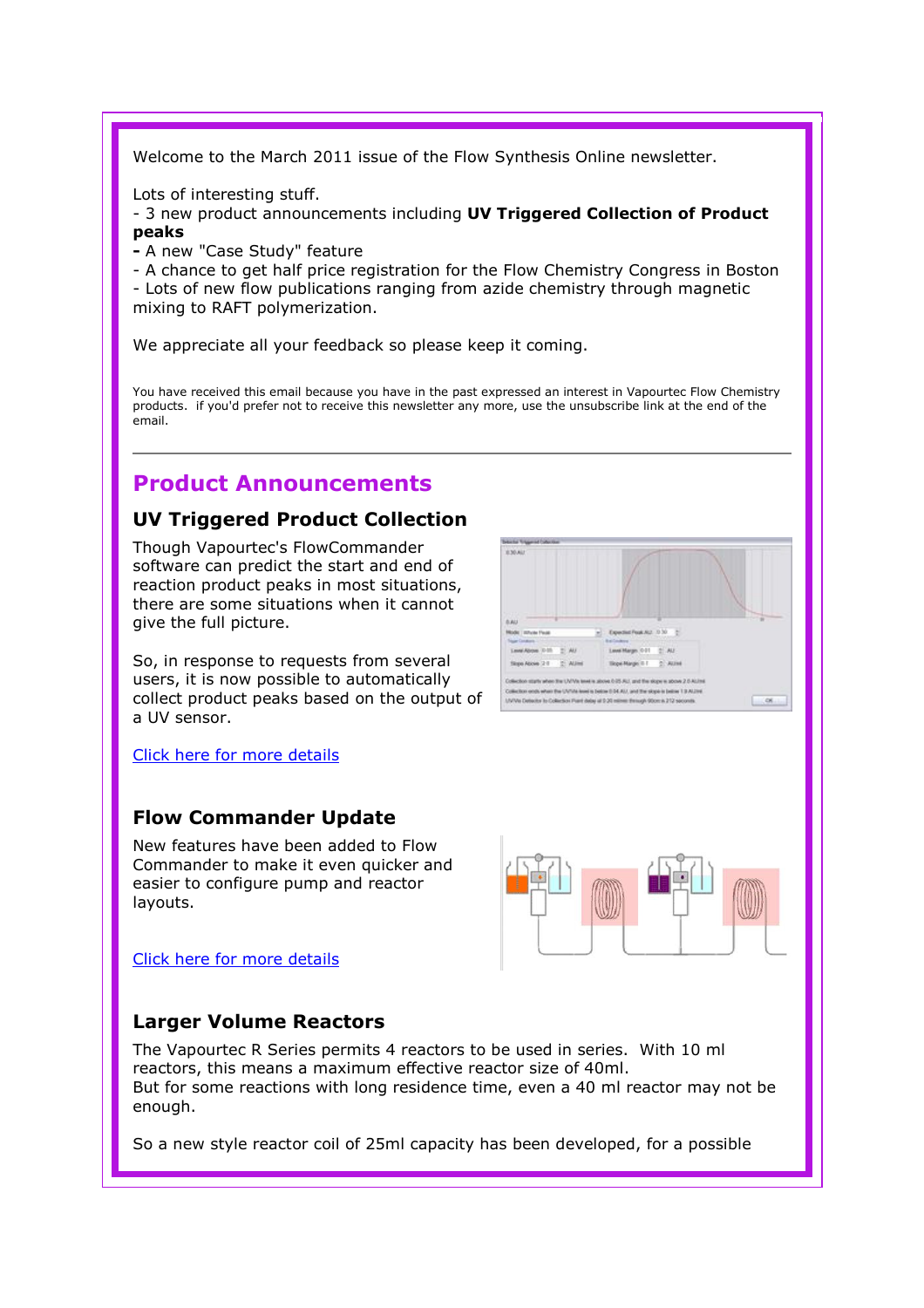Welcome to the March 2011 issue of the Flow Synthesis Online newsletter.

Lots of interesting stuff.
- 3 new product announcements including **UV Triggered Collection of Product peaks**
- A new "Case Study" feature
- A chance to get half price registration for the Flow Chemistry Congress in Boston
- Lots of new flow publications ranging from azide chemistry through magnetic mixing to RAFT polymerization.

We appreciate all your feedback so please keep it coming.

You have received this email because you have in the past expressed an interest in Vapourtec Flow Chemistry products. if you'd prefer not to receive this newsletter any more, use the unsubscribe link at the end of the email.

---

## Product Announcements

### UV Triggered Product Collection

Though Vapourtec's FlowCommander software can predict the start and end of reaction product peaks in most situations, there are some situations when it cannot give the full picture.

So, in response to requests from several users, it is now possible to automatically collect product peaks based on the output of a UV sensor.

Click here for more details

### Flow Commander Update

New features have been added to Flow Commander to make it even quicker and easier to configure pump and reactor layouts.

Click here for more details

### Larger Volume Reactors

The Vapourtec R Series permits 4 reactors to be used in series. With 10 ml reactors, this means a maximum effective reactor size of 40ml.
But for some reactions with long residence time, even a 40 ml reactor may not be enough.

So a new style reactor coil of 25ml capacity has been developed, for a possible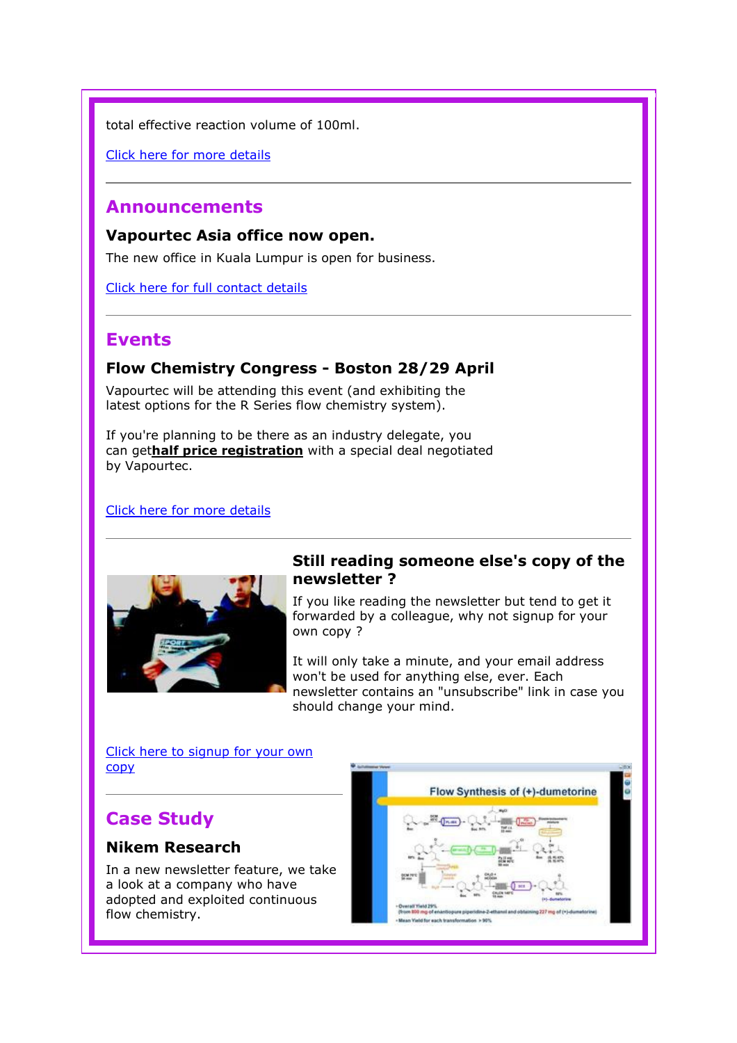total effective reaction volume of 100ml.

Click here for more details

---

## Announcements

### Vapourtec Asia office now open.

The new office in Kuala Lumpur is open for business.

Click here for full contact details

---

## Events

### Flow Chemistry Congress - Boston 28/29 April

Vapourtec will be attending this event (and exhibiting the latest options for the R Series flow chemistry system).

If you're planning to be there as an industry delegate, you can get**half price registration** with a special deal negotiated by Vapourtec.

Click here for more details

---

### Still reading someone else's copy of the newsletter ?

If you like reading the newsletter but tend to get it forwarded by a colleague, why not signup for your own copy ?

It will only take a minute, and your email address won't be used for anything else, ever. Each newsletter contains an "unsubscribe" link in case you should change your mind.

Click here to signup for your own copy

---

## Case Study

### Nikem Research

In a new newsletter feature, we take a look at a company who have adopted and exploited continuous flow chemistry.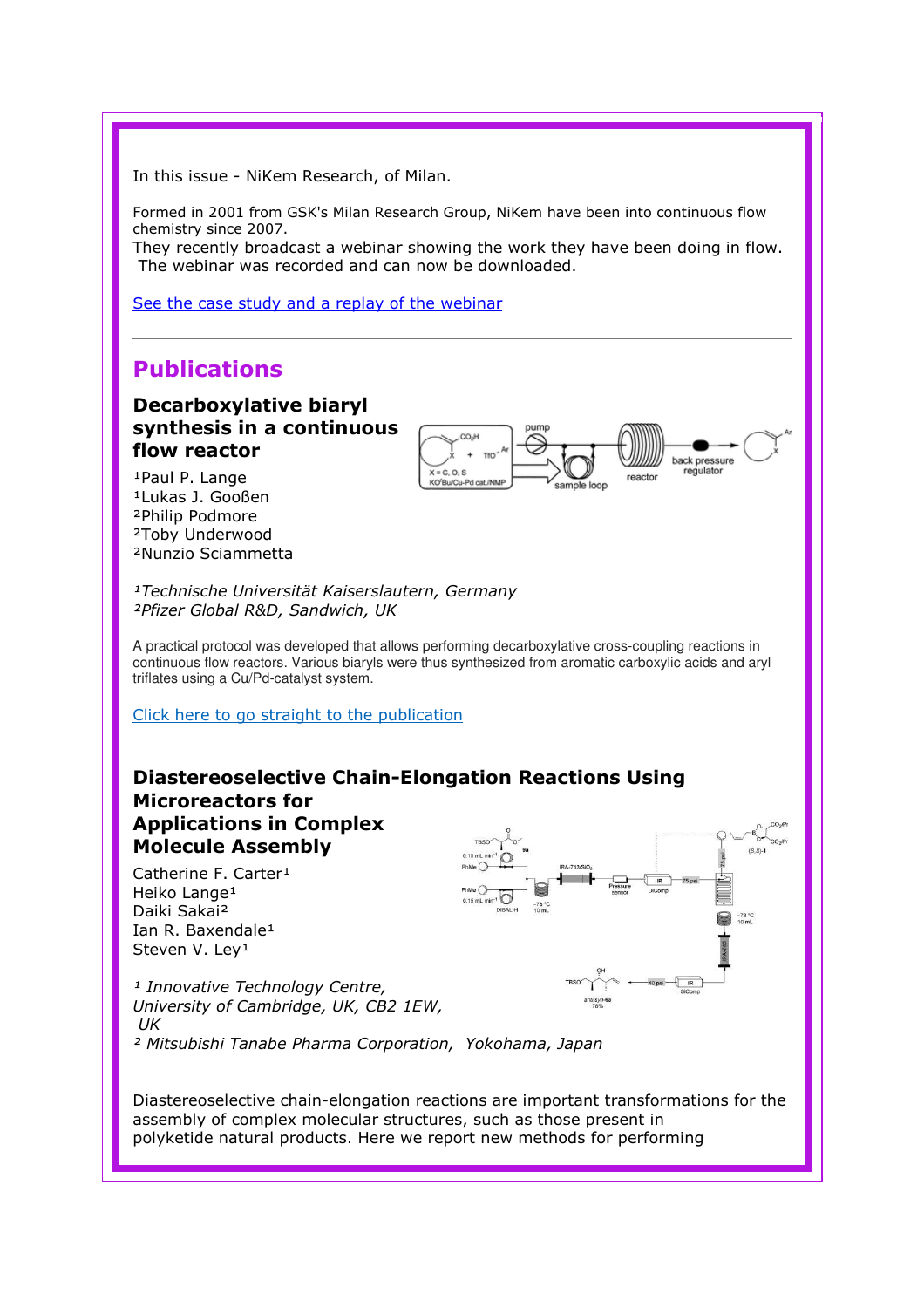In this issue - NiKem Research, of Milan.

Formed in 2001 from GSK's Milan Research Group, NiKem have been into continuous flow chemistry since 2007.
They recently broadcast a webinar showing the work they have been doing in flow. The webinar was recorded and can now be downloaded.

[See the case study and a replay of the webinar]

---

## Publications

### Decarboxylative biaryl synthesis in a continuous flow reactor

[1]Paul P. Lange
[1]Lukas J. Gooßen
[2]Philip Podmore
[2]Toby Underwood
[2]Nunzio Sciammetta

*[1]Technische Universität Kaiserslautern, Germany*
*[2]Pfizer Global R&D, Sandwich, UK*

A practical protocol was developed that allows performing decarboxylative cross-coupling reactions in continuous flow reactors. Various biaryls were thus synthesized from aromatic carboxylic acids and aryl triflates using a Cu/Pd-catalyst system.

[Click here to go straight to the publication]

### Diastereoselective Chain-Elongation Reactions Using Microreactors for Applications in Complex Molecule Assembly

Catherine F. Carter[1]
Heiko Lange[1]
Daiki Sakai[2]
Ian R. Baxendale[1]
Steven V. Ley[1]

*[1] Innovative Technology Centre, University of Cambridge, UK, CB2 1EW, UK*
*[2] Mitsubishi Tanabe Pharma Corporation, Yokohama, Japan*

Diastereoselective chain-elongation reactions are important transformations for the assembly of complex molecular structures, such as those present in polyketide natural products. Here we report new methods for performing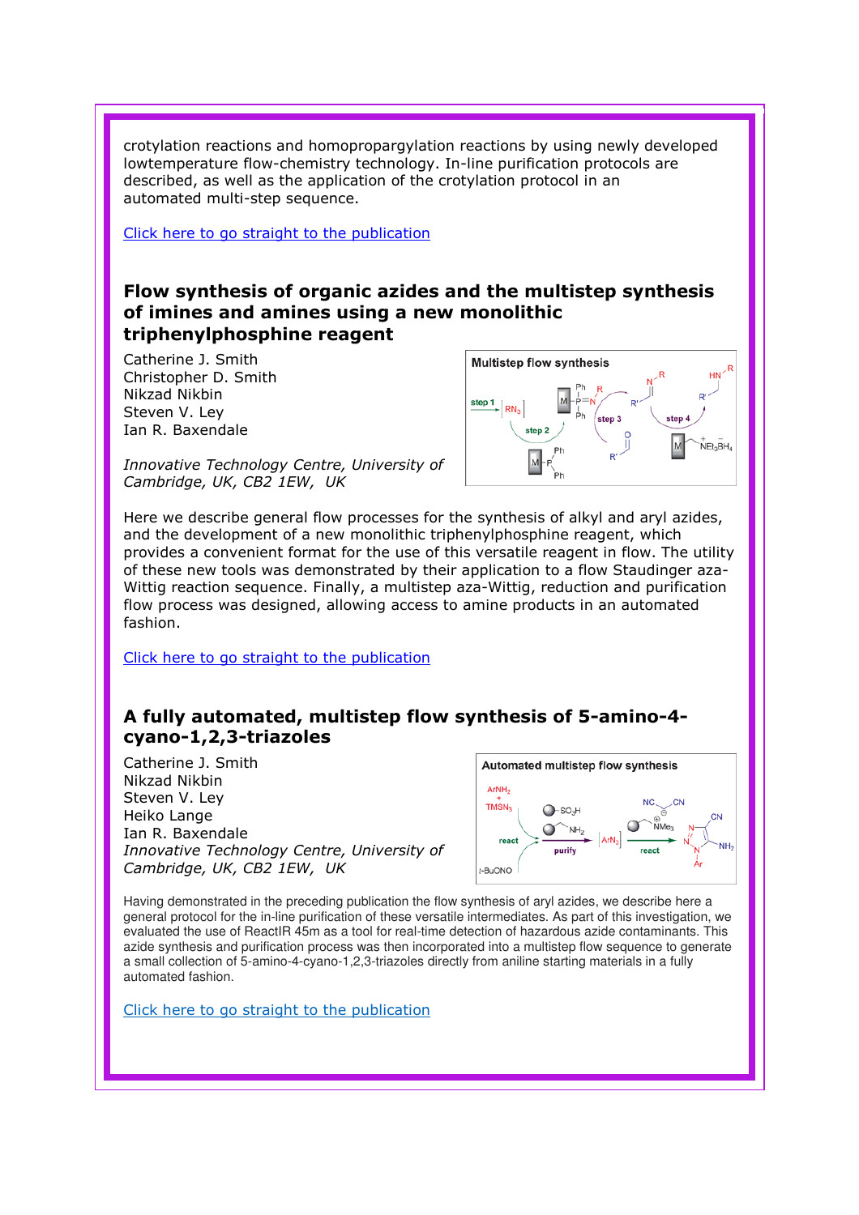crotylation reactions and homopropargylation reactions by using newly developed lowtemperature flow-chemistry technology. In-line purification protocols are described, as well as the application of the crotylation protocol in an automated multi-step sequence.

Click here to go straight to the publication

## Flow synthesis of organic azides and the multistep synthesis of imines and amines using a new monolithic triphenylphosphine reagent

Catherine J. Smith
Christopher D. Smith
Nikzad Nikbin
Steven V. Ley
Ian R. Baxendale

*Innovative Technology Centre, University of Cambridge, UK, CB2 1EW, UK*

Here we describe general flow processes for the synthesis of alkyl and aryl azides, and the development of a new monolithic triphenylphosphine reagent, which provides a convenient format for the use of this versatile reagent in flow. The utility of these new tools was demonstrated by their application to a flow Staudinger aza-Wittig reaction sequence. Finally, a multistep aza-Wittig, reduction and purification flow process was designed, allowing access to amine products in an automated fashion.

Click here to go straight to the publication

## A fully automated, multistep flow synthesis of 5-amino-4-cyano-1,2,3-triazoles

Catherine J. Smith
Nikzad Nikbin
Steven V. Ley
Heiko Lange
Ian R. Baxendale
*Innovative Technology Centre, University of Cambridge, UK, CB2 1EW, UK*

Having demonstrated in the preceding publication the flow synthesis of aryl azides, we describe here a general protocol for the in-line purification of these versatile intermediates. As part of this investigation, we evaluated the use of ReactIR 45m as a tool for real-time detection of hazardous azide contaminants. This azide synthesis and purification process was then incorporated into a multistep flow sequence to generate a small collection of 5-amino-4-cyano-1,2,3-triazoles directly from aniline starting materials in a fully automated fashion.

Click here to go straight to the publication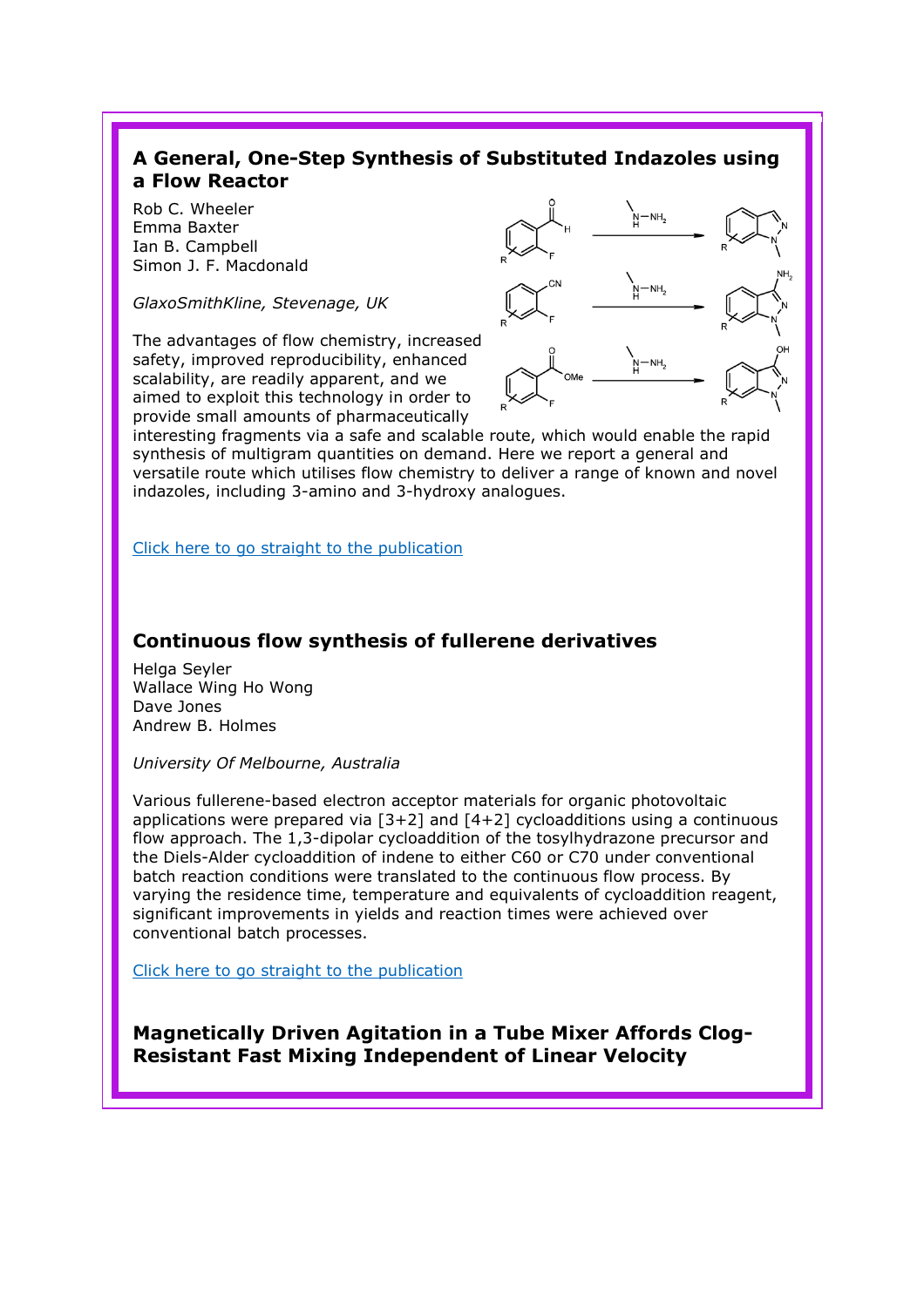## A General, One-Step Synthesis of Substituted Indazoles using a Flow Reactor

Rob C. Wheeler
Emma Baxter
Ian B. Campbell
Simon J. F. Macdonald

*GlaxoSmithKline, Stevenage, UK*

The advantages of flow chemistry, increased safety, improved reproducibility, enhanced scalability, are readily apparent, and we aimed to exploit this technology in order to provide small amounts of pharmaceutically interesting fragments via a safe and scalable route, which would enable the rapid synthesis of multigram quantities on demand. Here we report a general and versatile route which utilises flow chemistry to deliver a range of known and novel indazoles, including 3-amino and 3-hydroxy analogues.

Click here to go straight to the publication

## Continuous flow synthesis of fullerene derivatives

Helga Seyler
Wallace Wing Ho Wong
Dave Jones
Andrew B. Holmes

*University Of Melbourne, Australia*

Various fullerene-based electron acceptor materials for organic photovoltaic applications were prepared via [3+2] and [4+2] cycloadditions using a continuous flow approach. The 1,3-dipolar cycloaddition of the tosylhydrazone precursor and the Diels-Alder cycloaddition of indene to either C60 or C70 under conventional batch reaction conditions were translated to the continuous flow process. By varying the residence time, temperature and equivalents of cycloaddition reagent, significant improvements in yields and reaction times were achieved over conventional batch processes.

Click here to go straight to the publication

## Magnetically Driven Agitation in a Tube Mixer Affords Clog-Resistant Fast Mixing Independent of Linear Velocity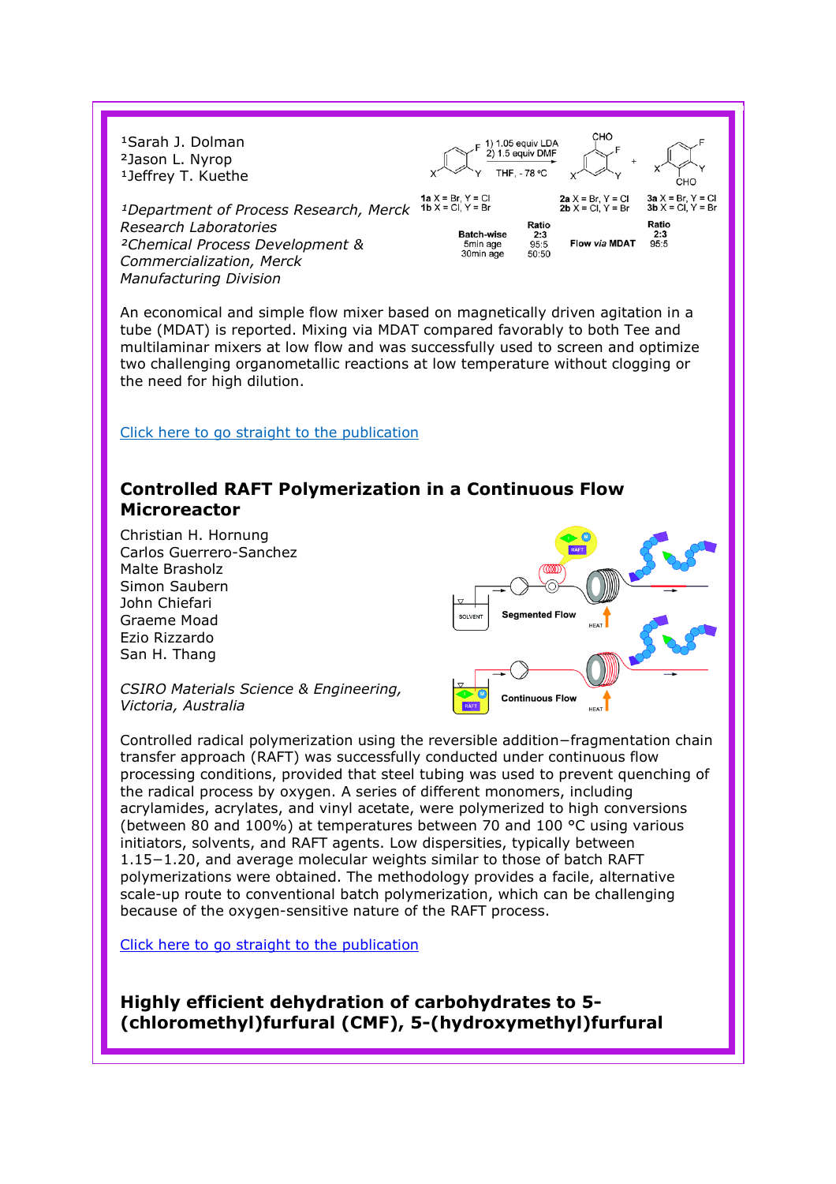[1]Sarah J. Dolman
[2]Jason L. Nyrop
[1]Jeffrey T. Kuethe

*[1]Department of Process Research, Merck Research Laboratories*
*[2]Chemical Process Development & Commercialization, Merck Manufacturing Division*

An economical and simple flow mixer based on magnetically driven agitation in a tube (MDAT) is reported. Mixing via MDAT compared favorably to both Tee and multilaminar mixers at low flow and was successfully used to screen and optimize two challenging organometallic reactions at low temperature without clogging or the need for high dilution.

Click here to go straight to the publication

## Controlled RAFT Polymerization in a Continuous Flow Microreactor

Christian H. Hornung
Carlos Guerrero-Sanchez
Malte Brasholz
Simon Saubern
John Chiefari
Graeme Moad
Ezio Rizzardo
San H. Thang

*CSIRO Materials Science & Engineering, Victoria, Australia*

Controlled radical polymerization using the reversible addition−fragmentation chain transfer approach (RAFT) was successfully conducted under continuous flow processing conditions, provided that steel tubing was used to prevent quenching of the radical process by oxygen. A series of different monomers, including acrylamides, acrylates, and vinyl acetate, were polymerized to high conversions (between 80 and 100%) at temperatures between 70 and 100 °C using various initiators, solvents, and RAFT agents. Low dispersities, typically between 1.15−1.20, and average molecular weights similar to those of batch RAFT polymerizations were obtained. The methodology provides a facile, alternative scale-up route to conventional batch polymerization, which can be challenging because of the oxygen-sensitive nature of the RAFT process.

Click here to go straight to the publication

## Highly efficient dehydration of carbohydrates to 5-(chloromethyl)furfural (CMF), 5-(hydroxymethyl)furfural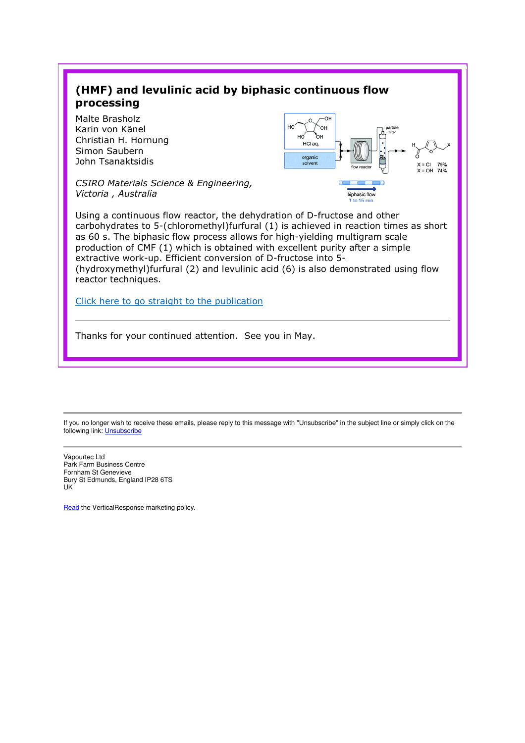## (HMF) and levulinic acid by biphasic continuous flow processing

Malte Brasholz
Karin von Känel
Christian H. Hornung
Simon Saubern
John Tsanaktsidis

*CSIRO Materials Science & Engineering, Victoria , Australia*

HO
OH
OH
HO
OH
HCl aq.
organic solvent
flow reactor
particle filter
H
O
X
X = Cl 79%
X = OH 74%
biphasic flow
1 to 15 min

Using a continuous flow reactor, the dehydration of D-fructose and other carbohydrates to 5-(chloromethyl)furfural (1) is achieved in reaction times as short as 60 s. The biphasic flow process allows for high-yielding multigram scale production of CMF (1) which is obtained with excellent purity after a simple extractive work-up. Efficient conversion of D-fructose into 5-(hydroxymethyl)furfural (2) and levulinic acid (6) is also demonstrated using flow reactor techniques.

Click here to go straight to the publication

---

Thanks for your continued attention. See you in May.

---

If you no longer wish to receive these emails, please reply to this message with "Unsubscribe" in the subject line or simply click on the following link: Unsubscribe

---

Vapourtec Ltd
Park Farm Business Centre
Fornham St Genevieve
Bury St Edmunds, England IP28 6TS
UK

Read the VerticalResponse marketing policy.